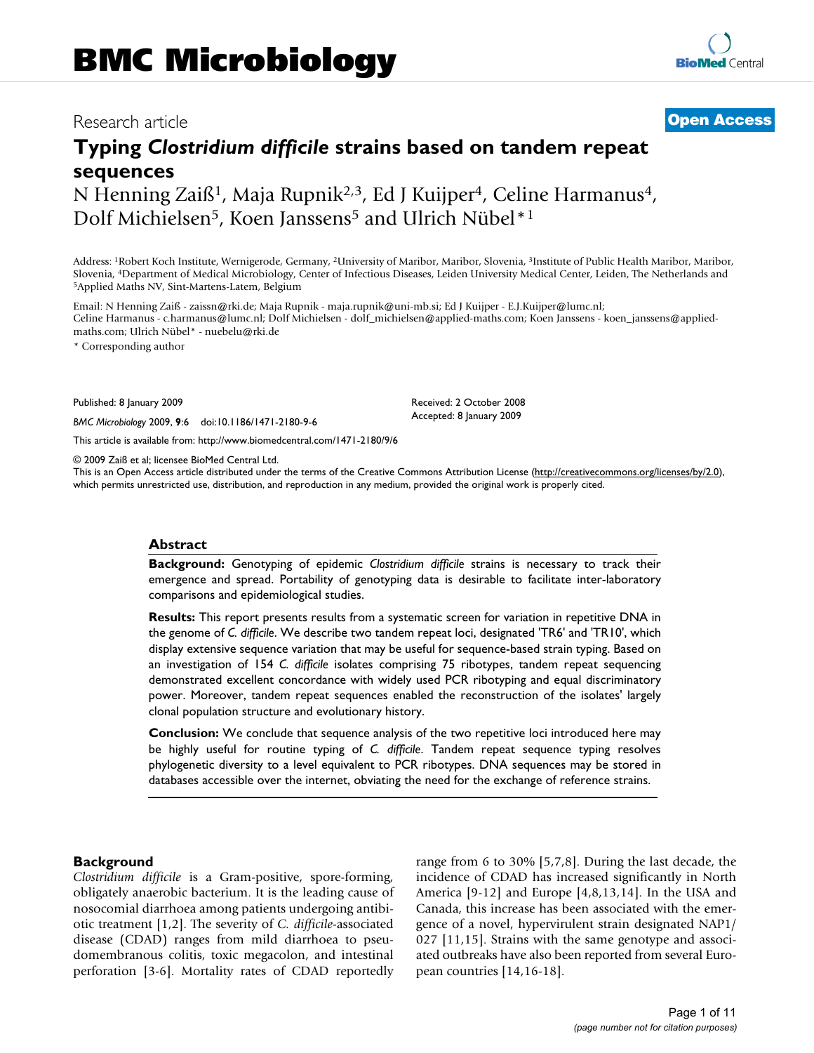Research article **Open Access**

# Typing *Clostridium difficile* strains based on tandem repeat sequences

N Henning Zaiß[1], Maja Rupnik[2,3], Ed J Kuijper[4], Celine Harmanus[4], Dolf Michielsen[5], Koen Janssens[5] and Ulrich Nübel*[1]

Address: [1]Robert Koch Institute, Wernigerode, Germany, [2]University of Maribor, Maribor, Slovenia, [3]Institute of Public Health Maribor, Maribor, Slovenia, [4]Department of Medical Microbiology, Center of Infectious Diseases, Leiden University Medical Center, Leiden, The Netherlands and [5]Applied Maths NV, Sint-Martens-Latem, Belgium

Email: N Henning Zaiß - zaissn@rki.de; Maja Rupnik - maja.rupnik@uni-mb.si; Ed J Kuijper - E.J.Kuijper@lumc.nl; Celine Harmanus - c.harmanus@lumc.nl; Dolf Michielsen - dolf_michielsen@applied-maths.com; Koen Janssens - koen_janssens@applied-maths.com; Ulrich Nübel* - nuebelu@rki.de

\* Corresponding author

Published: 8 January 2009

*BMC Microbiology* 2009, **9**:6 doi:10.1186/1471-2180-9-6

Received: 2 October 2008
Accepted: 8 January 2009

This article is available from: http://www.biomedcentral.com/1471-2180/9/6

© 2009 Zaiß et al; licensee BioMed Central Ltd.
This is an Open Access article distributed under the terms of the Creative Commons Attribution License (http://creativecommons.org/licenses/by/2.0), which permits unrestricted use, distribution, and reproduction in any medium, provided the original work is properly cited.

## Abstract

**Background:** Genotyping of epidemic *Clostridium difficile* strains is necessary to track their emergence and spread. Portability of genotyping data is desirable to facilitate inter-laboratory comparisons and epidemiological studies.

**Results:** This report presents results from a systematic screen for variation in repetitive DNA in the genome of *C. difficile*. We describe two tandem repeat loci, designated 'TR6' and 'TR10', which display extensive sequence variation that may be useful for sequence-based strain typing. Based on an investigation of 154 *C. difficile* isolates comprising 75 ribotypes, tandem repeat sequencing demonstrated excellent concordance with widely used PCR ribotyping and equal discriminatory power. Moreover, tandem repeat sequences enabled the reconstruction of the isolates' largely clonal population structure and evolutionary history.

**Conclusion:** We conclude that sequence analysis of the two repetitive loci introduced here may be highly useful for routine typing of *C. difficile*. Tandem repeat sequence typing resolves phylogenetic diversity to a level equivalent to PCR ribotypes. DNA sequences may be stored in databases accessible over the internet, obviating the need for the exchange of reference strains.

## Background

*Clostridium difficile* is a Gram-positive, spore-forming, obligately anaerobic bacterium. It is the leading cause of nosocomial diarrhoea among patients undergoing antibiotic treatment [1,2]. The severity of *C. difficile*-associated disease (CDAD) ranges from mild diarrhoea to pseudomembranous colitis, toxic megacolon, and intestinal perforation [3-6]. Mortality rates of CDAD reportedly range from 6 to 30% [5,7,8]. During the last decade, the incidence of CDAD has increased significantly in North America [9-12] and Europe [4,8,13,14]. In the USA and Canada, this increase has been associated with the emergence of a novel, hypervirulent strain designated NAP1/027 [11,15]. Strains with the same genotype and associated outbreaks have also been reported from several European countries [14,16-18].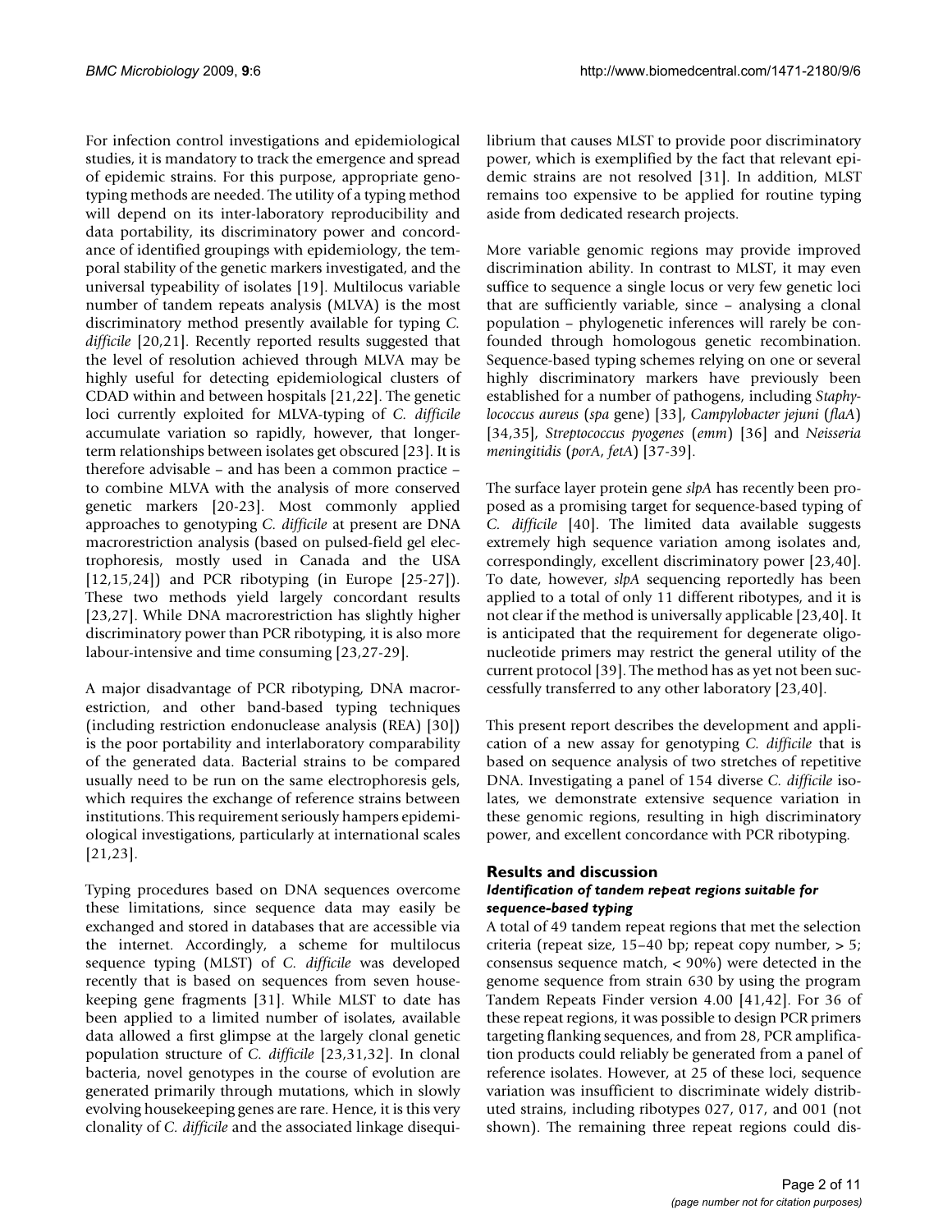For infection control investigations and epidemiological studies, it is mandatory to track the emergence and spread of epidemic strains. For this purpose, appropriate genotyping methods are needed. The utility of a typing method will depend on its inter-laboratory reproducibility and data portability, its discriminatory power and concordance of identified groupings with epidemiology, the temporal stability of the genetic markers investigated, and the universal typeability of isolates [19]. Multilocus variable number of tandem repeats analysis (MLVA) is the most discriminatory method presently available for typing *C. difficile* [20,21]. Recently reported results suggested that the level of resolution achieved through MLVA may be highly useful for detecting epidemiological clusters of CDAD within and between hospitals [21,22]. The genetic loci currently exploited for MLVA-typing of *C. difficile* accumulate variation so rapidly, however, that longer-term relationships between isolates get obscured [23]. It is therefore advisable – and has been a common practice – to combine MLVA with the analysis of more conserved genetic markers [20-23]. Most commonly applied approaches to genotyping *C. difficile* at present are DNA macrorestriction analysis (based on pulsed-field gel electrophoresis, mostly used in Canada and the USA [12,15,24]) and PCR ribotyping (in Europe [25-27]). These two methods yield largely concordant results [23,27]. While DNA macrorestriction has slightly higher discriminatory power than PCR ribotyping, it is also more labour-intensive and time consuming [23,27-29].

A major disadvantage of PCR ribotyping, DNA macrorestriction, and other band-based typing techniques (including restriction endonuclease analysis (REA) [30]) is the poor portability and interlaboratory comparability of the generated data. Bacterial strains to be compared usually need to be run on the same electrophoresis gels, which requires the exchange of reference strains between institutions. This requirement seriously hampers epidemiological investigations, particularly at international scales [21,23].

Typing procedures based on DNA sequences overcome these limitations, since sequence data may easily be exchanged and stored in databases that are accessible via the internet. Accordingly, a scheme for multilocus sequence typing (MLST) of *C. difficile* was developed recently that is based on sequences from seven housekeeping gene fragments [31]. While MLST to date has been applied to a limited number of isolates, available data allowed a first glimpse at the largely clonal genetic population structure of *C. difficile* [23,31,32]. In clonal bacteria, novel genotypes in the course of evolution are generated primarily through mutations, which in slowly evolving housekeeping genes are rare. Hence, it is this very clonality of *C. difficile* and the associated linkage disequilibrium that causes MLST to provide poor discriminatory power, which is exemplified by the fact that relevant epidemic strains are not resolved [31]. In addition, MLST remains too expensive to be applied for routine typing aside from dedicated research projects.

More variable genomic regions may provide improved discrimination ability. In contrast to MLST, it may even suffice to sequence a single locus or very few genetic loci that are sufficiently variable, since – analysing a clonal population – phylogenetic inferences will rarely be confounded through homologous genetic recombination. Sequence-based typing schemes relying on one or several highly discriminatory markers have previously been established for a number of pathogens, including *Staphylococcus aureus* (*spa* gene) [33], *Campylobacter jejuni* (*flaA*) [34,35], *Streptococcus pyogenes* (*emm*) [36] and *Neisseria meningitidis* (*porA*, *fetA*) [37-39].

The surface layer protein gene *slpA* has recently been proposed as a promising target for sequence-based typing of *C. difficile* [40]. The limited data available suggests extremely high sequence variation among isolates and, correspondingly, excellent discriminatory power [23,40]. To date, however, *slpA* sequencing reportedly has been applied to a total of only 11 different ribotypes, and it is not clear if the method is universally applicable [23,40]. It is anticipated that the requirement for degenerate oligonucleotide primers may restrict the general utility of the current protocol [39]. The method has as yet not been successfully transferred to any other laboratory [23,40].

This present report describes the development and application of a new assay for genotyping *C. difficile* that is based on sequence analysis of two stretches of repetitive DNA. Investigating a panel of 154 diverse *C. difficile* isolates, we demonstrate extensive sequence variation in these genomic regions, resulting in high discriminatory power, and excellent concordance with PCR ribotyping.

## Results and discussion

### *Identification of tandem repeat regions suitable for sequence-based typing*

A total of 49 tandem repeat regions that met the selection criteria (repeat size, 15–40 bp; repeat copy number, > 5; consensus sequence match, < 90%) were detected in the genome sequence from strain 630 by using the program Tandem Repeats Finder version 4.00 [41,42]. For 36 of these repeat regions, it was possible to design PCR primers targeting flanking sequences, and from 28, PCR amplification products could reliably be generated from a panel of reference isolates. However, at 25 of these loci, sequence variation was insufficient to discriminate widely distributed strains, including ribotypes 027, 017, and 001 (not shown). The remaining three repeat regions could dis-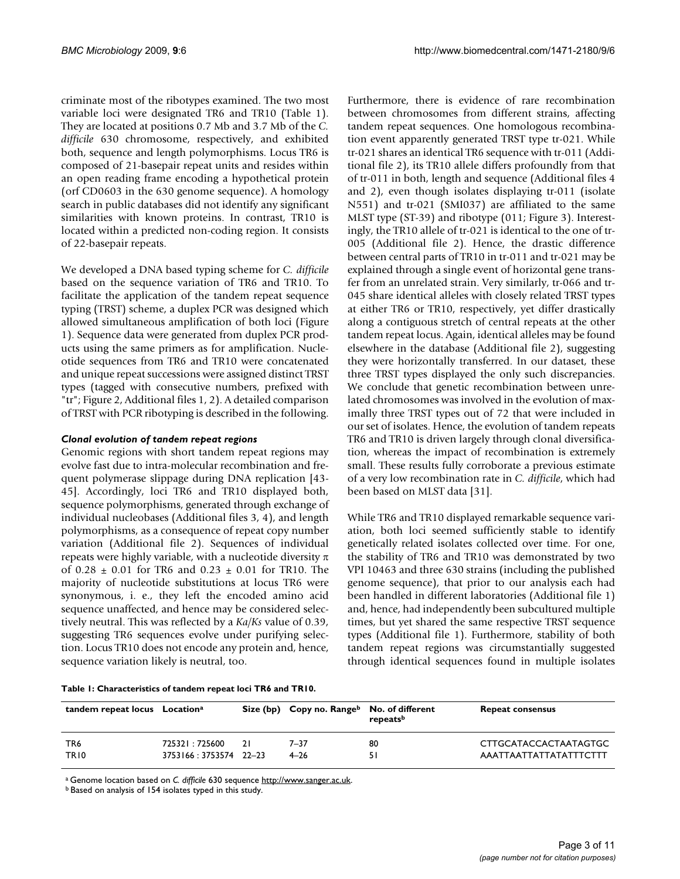criminate most of the ribotypes examined. The two most variable loci were designated TR6 and TR10 (Table 1). They are located at positions 0.7 Mb and 3.7 Mb of the *C. difficile* 630 chromosome, respectively, and exhibited both, sequence and length polymorphisms. Locus TR6 is composed of 21-basepair repeat units and resides within an open reading frame encoding a hypothetical protein (orf CD0603 in the 630 genome sequence). A homology search in public databases did not identify any significant similarities with known proteins. In contrast, TR10 is located within a predicted non-coding region. It consists of 22-basepair repeats.

We developed a DNA based typing scheme for *C. difficile* based on the sequence variation of TR6 and TR10. To facilitate the application of the tandem repeat sequence typing (TRST) scheme, a duplex PCR was designed which allowed simultaneous amplification of both loci (Figure 1). Sequence data were generated from duplex PCR products using the same primers as for amplification. Nucleotide sequences from TR6 and TR10 were concatenated and unique repeat successions were assigned distinct TRST types (tagged with consecutive numbers, prefixed with "tr"; Figure 2, Additional files 1, 2). A detailed comparison of TRST with PCR ribotyping is described in the following.

### *Clonal evolution of tandem repeat regions*

Genomic regions with short tandem repeat regions may evolve fast due to intra-molecular recombination and frequent polymerase slippage during DNA replication [43-45]. Accordingly, loci TR6 and TR10 displayed both, sequence polymorphisms, generated through exchange of individual nucleobases (Additional files 3, 4), and length polymorphisms, as a consequence of repeat copy number variation (Additional file 2). Sequences of individual repeats were highly variable, with a nucleotide diversity $\pi$ of $0.28 \pm 0.01$ for TR6 and $0.23 \pm 0.01$ for TR10. The majority of nucleotide substitutions at locus TR6 were synonymous, i. e., they left the encoded amino acid sequence unaffected, and hence may be considered selectively neutral. This was reflected by a *Ka*/*Ks* value of 0.39, suggesting TR6 sequences evolve under purifying selection. Locus TR10 does not encode any protein and, hence, sequence variation likely is neutral, too.

Furthermore, there is evidence of rare recombination between chromosomes from different strains, affecting tandem repeat sequences. One homologous recombination event apparently generated TRST type tr-021. While tr-021 shares an identical TR6 sequence with tr-011 (Additional file 2), its TR10 allele differs profoundly from that of tr-011 in both, length and sequence (Additional files 4 and 2), even though isolates displaying tr-011 (isolate N551) and tr-021 (SMI037) are affiliated to the same MLST type (ST-39) and ribotype (011; Figure 3). Interestingly, the TR10 allele of tr-021 is identical to the one of tr-005 (Additional file 2). Hence, the drastic difference between central parts of TR10 in tr-011 and tr-021 may be explained through a single event of horizontal gene transfer from an unrelated strain. Very similarly, tr-066 and tr-045 share identical alleles with closely related TRST types at either TR6 or TR10, respectively, yet differ drastically along a contiguous stretch of central repeats at the other tandem repeat locus. Again, identical alleles may be found elsewhere in the database (Additional file 2), suggesting they were horizontally transferred. In our dataset, these three TRST types displayed the only such discrepancies. We conclude that genetic recombination between unrelated chromosomes was involved in the evolution of maximally three TRST types out of 72 that were included in our set of isolates. Hence, the evolution of tandem repeats TR6 and TR10 is driven largely through clonal diversification, whereas the impact of recombination is extremely small. These results fully corroborate a previous estimate of a very low recombination rate in *C. difficile*, which had been based on MLST data [31].

While TR6 and TR10 displayed remarkable sequence variation, both loci seemed sufficiently stable to identify genetically related isolates collected over time. For one, the stability of TR6 and TR10 was demonstrated by two VPI 10463 and three 630 strains (including the published genome sequence), that prior to our analysis each had been handled in different laboratories (Additional file 1) and, hence, had independently been subcultured multiple times, but yet shared the same respective TRST sequence types (Additional file 1). Furthermore, stability of both tandem repeat regions was circumstantially suggested through identical sequences found in multiple isolates

**Table 1: Characteristics of tandem repeat loci TR6 and TR10.**

| tandem repeat locus | Location[a] | Size (bp) | Copy no. Range[b] | No. of different repeats[b] | Repeat consensus |
|---|---|---|---|---|---|
| TR6 | 725321 : 725600 | 21 | 7–37 | 80 | CTTGCATACCACTAATAGTGC |
| TR10 | 3753166 : 3753574 | 22–23 | 4–26 | 51 | AAATTAATTATTATATTTCTTT |

[a] Genome location based on *C. difficile* 630 sequence http://www.sanger.ac.uk.
[b] Based on analysis of 154 isolates typed in this study.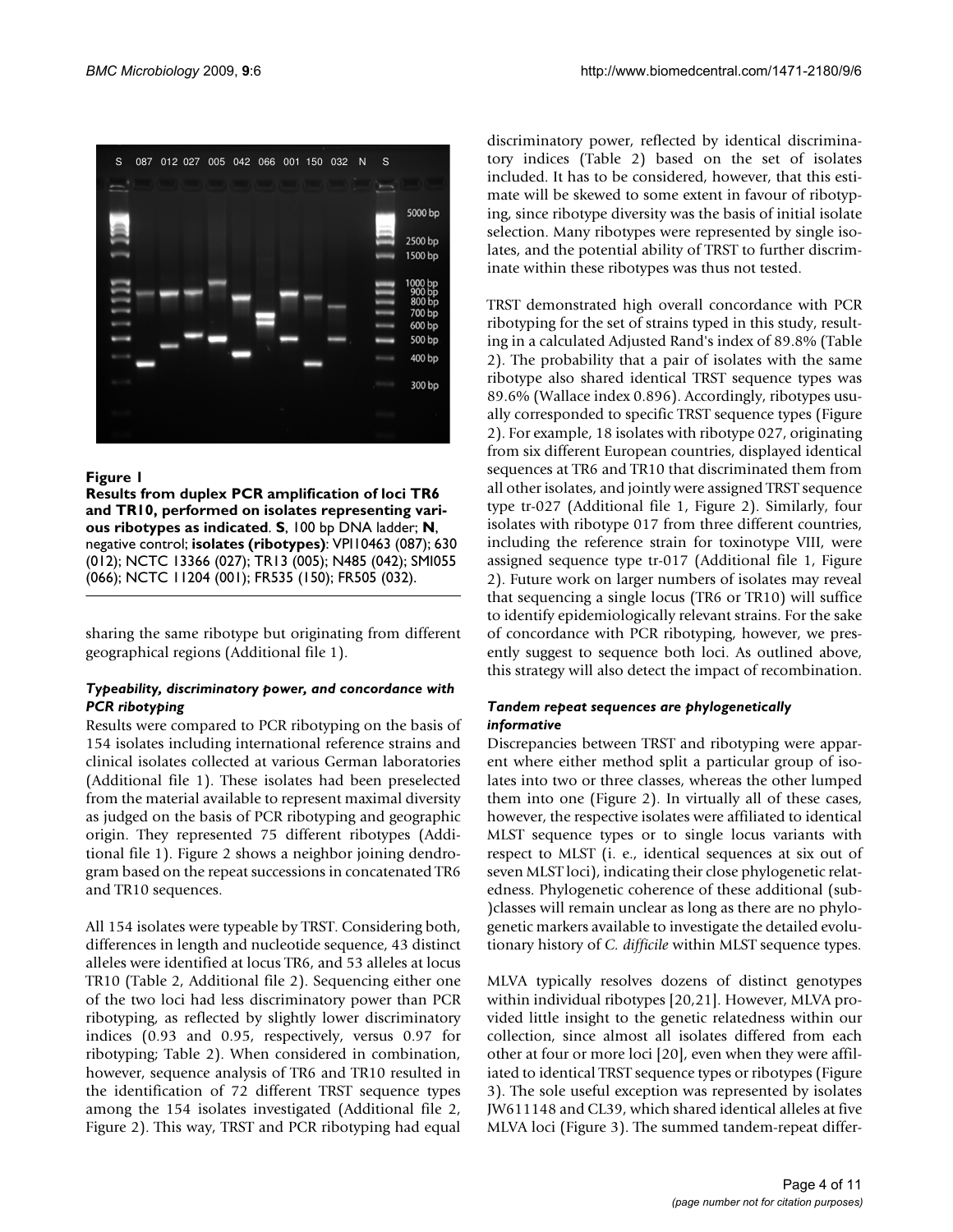**Figure 1**

**Results from duplex PCR amplification of loci TR6 and TR10, performed on isolates representing various ribotypes as indicated**. **S**, 100 bp DNA ladder; **N**, negative control; **isolates (ribotypes)**: VPI10463 (087); 630 (012); NCTC 13366 (027); TR13 (005); N485 (042); SMI055 (066); NCTC 11204 (001); FR535 (150); FR505 (032).

sharing the same ribotype but originating from different geographical regions (Additional file 1).

### *Typeability, discriminatory power, and concordance with PCR ribotyping*

Results were compared to PCR ribotyping on the basis of 154 isolates including international reference strains and clinical isolates collected at various German laboratories (Additional file 1). These isolates had been preselected from the material available to represent maximal diversity as judged on the basis of PCR ribotyping and geographic origin. They represented 75 different ribotypes (Additional file 1). Figure 2 shows a neighbor joining dendrogram based on the repeat successions in concatenated TR6 and TR10 sequences.

All 154 isolates were typeable by TRST. Considering both, differences in length and nucleotide sequence, 43 distinct alleles were identified at locus TR6, and 53 alleles at locus TR10 (Table 2, Additional file 2). Sequencing either one of the two loci had less discriminatory power than PCR ribotyping, as reflected by slightly lower discriminatory indices (0.93 and 0.95, respectively, versus 0.97 for ribotyping; Table 2). When considered in combination, however, sequence analysis of TR6 and TR10 resulted in the identification of 72 different TRST sequence types among the 154 isolates investigated (Additional file 2, Figure 2). This way, TRST and PCR ribotyping had equal discriminatory power, reflected by identical discriminatory indices (Table 2) based on the set of isolates included. It has to be considered, however, that this estimate will be skewed to some extent in favour of ribotyping, since ribotype diversity was the basis of initial isolate selection. Many ribotypes were represented by single isolates, and the potential ability of TRST to further discriminate within these ribotypes was thus not tested.

TRST demonstrated high overall concordance with PCR ribotyping for the set of strains typed in this study, resulting in a calculated Adjusted Rand's index of 89.8% (Table 2). The probability that a pair of isolates with the same ribotype also shared identical TRST sequence types was 89.6% (Wallace index 0.896). Accordingly, ribotypes usually corresponded to specific TRST sequence types (Figure 2). For example, 18 isolates with ribotype 027, originating from six different European countries, displayed identical sequences at TR6 and TR10 that discriminated them from all other isolates, and jointly were assigned TRST sequence type tr-027 (Additional file 1, Figure 2). Similarly, four isolates with ribotype 017 from three different countries, including the reference strain for toxinotype VIII, were assigned sequence type tr-017 (Additional file 1, Figure 2). Future work on larger numbers of isolates may reveal that sequencing a single locus (TR6 or TR10) will suffice to identify epidemiologically relevant strains. For the sake of concordance with PCR ribotyping, however, we presently suggest to sequence both loci. As outlined above, this strategy will also detect the impact of recombination.

### *Tandem repeat sequences are phylogenetically informative*

Discrepancies between TRST and ribotyping were apparent where either method split a particular group of isolates into two or three classes, whereas the other lumped them into one (Figure 2). In virtually all of these cases, however, the respective isolates were affiliated to identical MLST sequence types or to single locus variants with respect to MLST (i. e., identical sequences at six out of seven MLST loci), indicating their close phylogenetic relatedness. Phylogenetic coherence of these additional (sub-)classes will remain unclear as long as there are no phylogenetic markers available to investigate the detailed evolutionary history of *C. difficile* within MLST sequence types.

MLVA typically resolves dozens of distinct genotypes within individual ribotypes [20,21]. However, MLVA provided little insight to the genetic relatedness within our collection, since almost all isolates differed from each other at four or more loci [20], even when they were affiliated to identical TRST sequence types or ribotypes (Figure 3). The sole useful exception was represented by isolates JW611148 and CL39, which shared identical alleles at five MLVA loci (Figure 3). The summed tandem-repeat differ-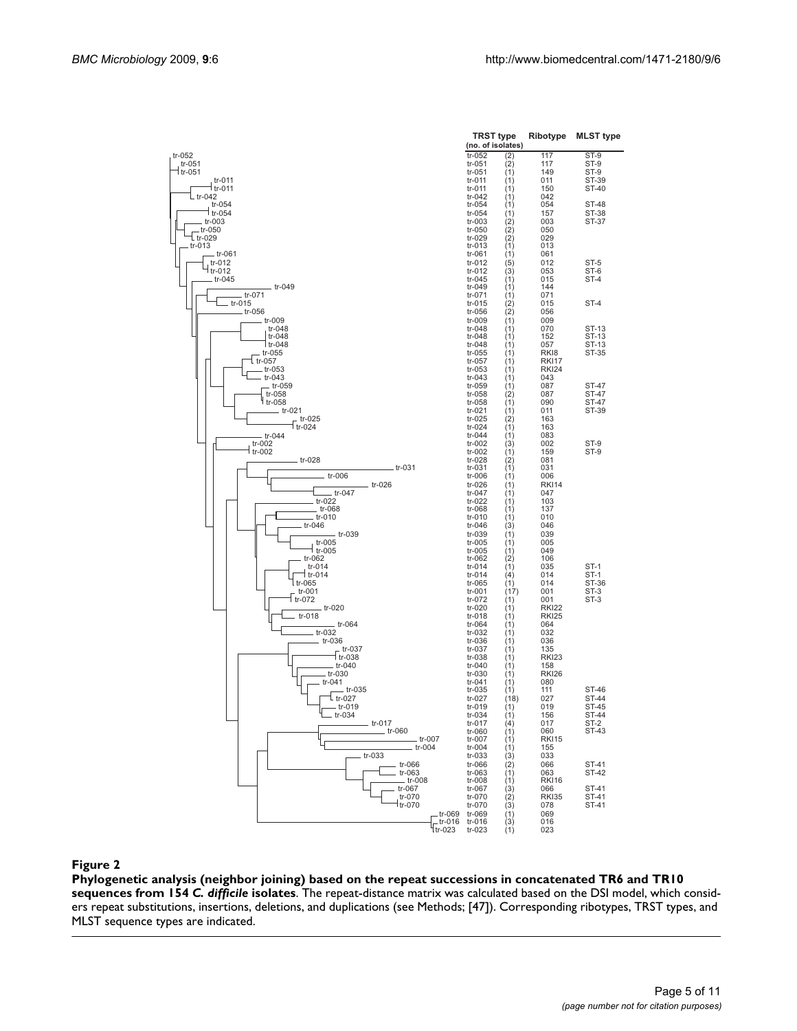**Figure 2**

**Phylogenetic analysis (neighbor joining) based on the repeat successions in concatenated TR6 and TR10 sequences from 154 *C. difficile* isolates**. The repeat-distance matrix was calculated based on the DSI model, which considers repeat substitutions, insertions, deletions, and duplications (see Methods; [47]). Corresponding ribotypes, TRST types, and MLST sequence types are indicated.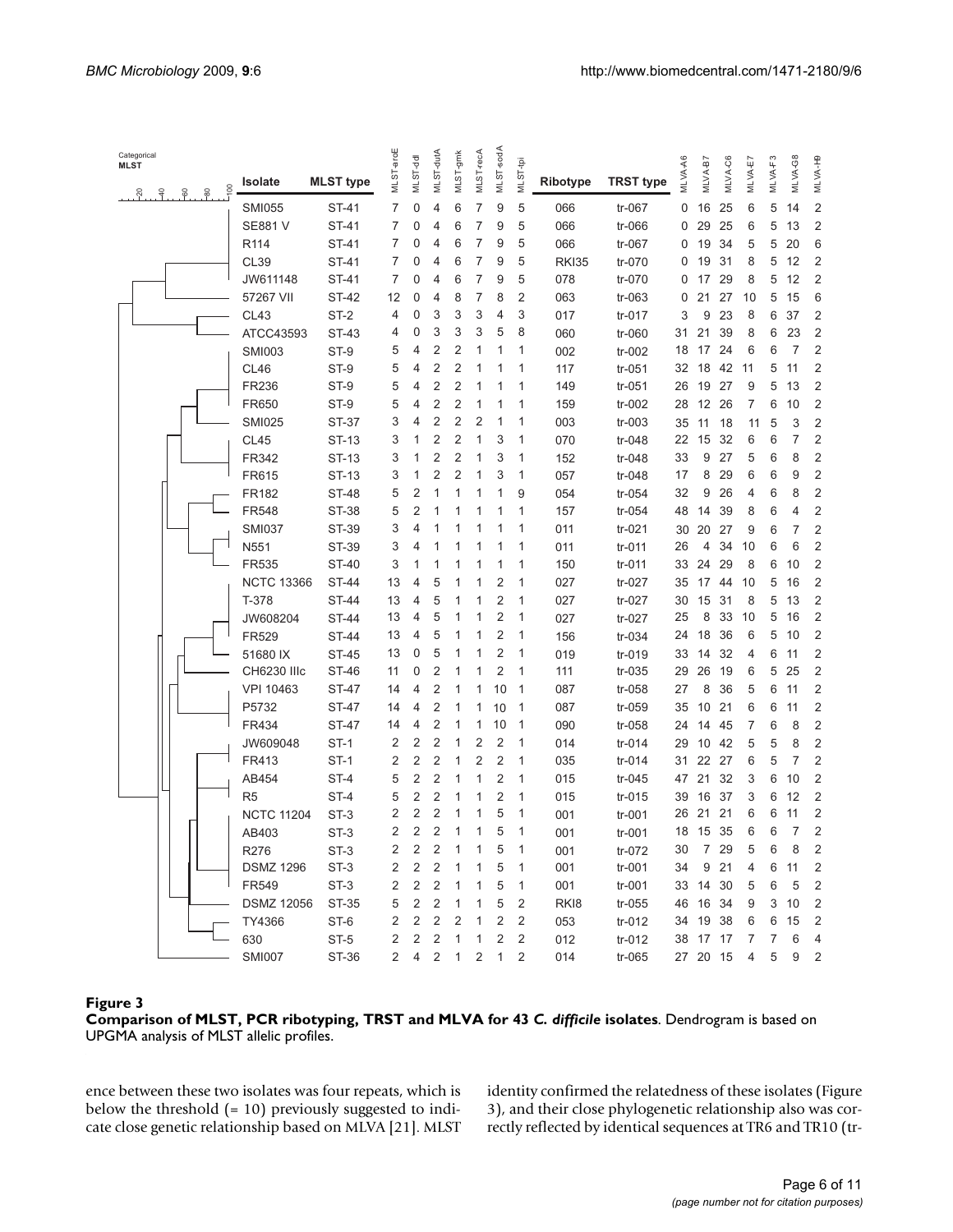| Isolate | MLST type | MLST-aroE | MLST-ddl | MLST-dutA | MLST-gmk | MLST-recA | MLST-sodA | MLST-tpi | Ribotype | TRST type | MLVA-A6 | MLVA-B7 | MLVA-C6 | MLVA-E7 | MLVA-F3 | MLVA-G8 | MLVA-H9 |
|---|---|---|---|---|---|---|---|---|---|---|---|---|---|---|---|---|---|
| SMI055 | ST-41 | 7 | 0 | 4 | 6 | 7 | 9 | 5 | 066 | tr-067 | 0 | 16 | 25 | 6 | 5 | 14 | 2 |
| SE881 V | ST-41 | 7 | 0 | 4 | 6 | 7 | 9 | 5 | 066 | tr-066 | 0 | 29 | 25 | 6 | 5 | 13 | 2 |
| R114 | ST-41 | 7 | 0 | 4 | 6 | 7 | 9 | 5 | 066 | tr-067 | 0 | 19 | 34 | 5 | 5 | 20 | 6 |
| CL39 | ST-41 | 7 | 0 | 4 | 6 | 7 | 9 | 5 | RKI35 | tr-070 | 0 | 19 | 31 | 8 | 5 | 12 | 2 |
| JW611148 | ST-41 | 7 | 0 | 4 | 6 | 7 | 9 | 5 | 078 | tr-070 | 0 | 17 | 29 | 8 | 5 | 12 | 2 |
| 57267 VII | ST-42 | 12 | 0 | 4 | 8 | 7 | 8 | 2 | 063 | tr-063 | 0 | 21 | 27 | 10 | 5 | 15 | 6 |
| CL43 | ST-2 | 4 | 0 | 3 | 3 | 3 | 4 | 3 | 017 | tr-017 | 3 | 9 | 23 | 8 | 6 | 37 | 2 |
| ATCC43593 | ST-43 | 4 | 0 | 3 | 3 | 3 | 5 | 8 | 060 | tr-060 | 31 | 21 | 39 | 8 | 6 | 23 | 2 |
| SMI003 | ST-9 | 5 | 4 | 2 | 2 | 1 | 1 | 1 | 002 | tr-002 | 18 | 17 | 24 | 6 | 6 | 7 | 2 |
| CL46 | ST-9 | 5 | 4 | 2 | 2 | 1 | 1 | 1 | 117 | tr-051 | 32 | 18 | 42 | 11 | 5 | 11 | 2 |
| FR236 | ST-9 | 5 | 4 | 2 | 2 | 1 | 1 | 1 | 149 | tr-051 | 26 | 19 | 27 | 9 | 5 | 13 | 2 |
| FR650 | ST-9 | 5 | 4 | 2 | 2 | 1 | 1 | 1 | 159 | tr-002 | 28 | 12 | 26 | 7 | 6 | 10 | 2 |
| SMI025 | ST-37 | 3 | 4 | 2 | 2 | 2 | 1 | 1 | 003 | tr-003 | 35 | 11 | 18 | 11 | 5 | 3 | 2 |
| CL45 | ST-13 | 3 | 1 | 2 | 2 | 1 | 3 | 1 | 070 | tr-048 | 22 | 15 | 32 | 6 | 6 | 7 | 2 |
| FR342 | ST-13 | 3 | 1 | 2 | 2 | 1 | 3 | 1 | 152 | tr-048 | 33 | 9 | 27 | 5 | 6 | 8 | 2 |
| FR615 | ST-13 | 3 | 1 | 2 | 2 | 1 | 3 | 1 | 057 | tr-048 | 17 | 8 | 29 | 6 | 6 | 9 | 2 |
| FR182 | ST-48 | 5 | 2 | 1 | 1 | 1 | 1 | 9 | 054 | tr-054 | 32 | 9 | 26 | 4 | 6 | 8 | 2 |
| FR548 | ST-38 | 5 | 2 | 1 | 1 | 1 | 1 | 1 | 157 | tr-054 | 48 | 14 | 39 | 8 | 6 | 4 | 2 |
| SMI037 | ST-39 | 3 | 4 | 1 | 1 | 1 | 1 | 1 | 011 | tr-021 | 30 | 20 | 27 | 9 | 6 | 7 | 2 |
| N551 | ST-39 | 3 | 4 | 1 | 1 | 1 | 1 | 1 | 011 | tr-011 | 26 | 4 | 34 | 10 | 6 | 6 | 2 |
| FR535 | ST-40 | 3 | 1 | 1 | 1 | 1 | 1 | 1 | 150 | tr-011 | 33 | 24 | 29 | 8 | 6 | 10 | 2 |
| NCTC 13366 | ST-44 | 13 | 4 | 5 | 1 | 1 | 2 | 1 | 027 | tr-027 | 35 | 17 | 44 | 10 | 5 | 16 | 2 |
| T-378 | ST-44 | 13 | 4 | 5 | 1 | 1 | 2 | 1 | 027 | tr-027 | 30 | 15 | 31 | 8 | 5 | 13 | 2 |
| JW608204 | ST-44 | 13 | 4 | 5 | 1 | 1 | 2 | 1 | 027 | tr-027 | 25 | 8 | 33 | 10 | 5 | 16 | 2 |
| FR529 | ST-44 | 13 | 4 | 5 | 1 | 1 | 2 | 1 | 156 | tr-034 | 24 | 18 | 36 | 6 | 5 | 10 | 2 |
| 51680 IX | ST-45 | 13 | 0 | 5 | 1 | 1 | 2 | 1 | 019 | tr-019 | 33 | 14 | 32 | 4 | 6 | 11 | 2 |
| CH6230 IIIc | ST-46 | 11 | 0 | 2 | 1 | 1 | 2 | 1 | 111 | tr-035 | 29 | 26 | 19 | 6 | 5 | 25 | 2 |
| VPI 10463 | ST-47 | 14 | 4 | 2 | 1 | 1 | 10 | 1 | 087 | tr-058 | 27 | 8 | 36 | 5 | 6 | 11 | 2 |
| P5732 | ST-47 | 14 | 4 | 2 | 1 | 1 | 10 | 1 | 087 | tr-059 | 35 | 10 | 21 | 6 | 6 | 11 | 2 |
| FR434 | ST-47 | 14 | 4 | 2 | 1 | 1 | 10 | 1 | 090 | tr-058 | 24 | 14 | 45 | 7 | 6 | 8 | 2 |
| JW609048 | ST-1 | 2 | 2 | 2 | 1 | 2 | 2 | 1 | 014 | tr-014 | 29 | 10 | 42 | 5 | 5 | 8 | 2 |
| FR413 | ST-1 | 2 | 2 | 2 | 1 | 2 | 2 | 1 | 035 | tr-014 | 31 | 22 | 27 | 6 | 5 | 7 | 2 |
| AB454 | ST-4 | 5 | 2 | 2 | 1 | 1 | 2 | 1 | 015 | tr-045 | 47 | 21 | 32 | 3 | 6 | 10 | 2 |
| R5 | ST-4 | 5 | 2 | 2 | 1 | 1 | 2 | 1 | 015 | tr-015 | 39 | 16 | 37 | 3 | 6 | 12 | 2 |
| NCTC 11204 | ST-3 | 2 | 2 | 2 | 1 | 1 | 5 | 1 | 001 | tr-001 | 26 | 21 | 21 | 6 | 6 | 11 | 2 |
| AB403 | ST-3 | 2 | 2 | 2 | 1 | 1 | 5 | 1 | 001 | tr-001 | 18 | 15 | 35 | 6 | 6 | 7 | 2 |
| R276 | ST-3 | 2 | 2 | 2 | 1 | 1 | 5 | 1 | 001 | tr-072 | 30 | 7 | 29 | 5 | 6 | 8 | 2 |
| DSMZ 1296 | ST-3 | 2 | 2 | 2 | 1 | 1 | 5 | 1 | 001 | tr-001 | 34 | 9 | 21 | 4 | 6 | 11 | 2 |
| FR549 | ST-3 | 2 | 2 | 2 | 1 | 1 | 5 | 1 | 001 | tr-001 | 33 | 14 | 30 | 5 | 6 | 5 | 2 |
| DSMZ 12056 | ST-35 | 5 | 2 | 2 | 1 | 1 | 5 | 2 | RKI8 | tr-055 | 46 | 16 | 34 | 9 | 3 | 10 | 2 |
| TY4366 | ST-6 | 2 | 2 | 2 | 2 | 1 | 2 | 2 | 053 | tr-012 | 34 | 19 | 38 | 6 | 6 | 15 | 2 |
| 630 | ST-5 | 2 | 2 | 2 | 1 | 1 | 2 | 2 | 012 | tr-012 | 38 | 17 | 17 | 7 | 7 | 6 | 4 |
| SMI007 | ST-36 | 2 | 4 | 2 | 1 | 2 | 1 | 2 | 014 | tr-065 | 27 | 20 | 15 | 4 | 5 | 9 | 2 |

**Figure 3**
**Comparison of MLST, PCR ribotyping, TRST and MLVA for 43 *C. difficile* isolates**. Dendrogram is based on UPGMA analysis of MLST allelic profiles.

ence between these two isolates was four repeats, which is below the threshold (= 10) previously suggested to indicate close genetic relationship based on MLVA [21]. MLST identity confirmed the relatedness of these isolates (Figure 3), and their close phylogenetic relationship also was correctly reflected by identical sequences at TR6 and TR10 (tr-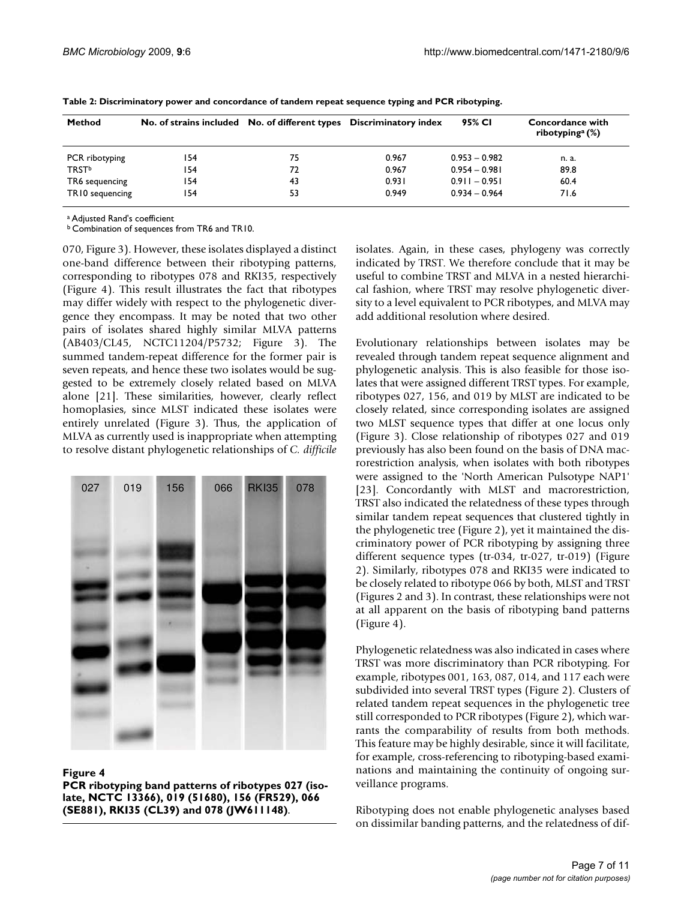**Table 2: Discriminatory power and concordance of tandem repeat sequence typing and PCR ribotyping.**

| Method | No. of strains included | No. of different types | Discriminatory index | 95% CI | Concordance with ribotyping[a] (%) |
|---|---|---|---|---|---|
| PCR ribotyping | 154 | 75 | 0.967 | 0.953 – 0.982 | n. a. |
| TRST[b] | 154 | 72 | 0.967 | 0.954 – 0.981 | 89.8 |
| TR6 sequencing | 154 | 43 | 0.931 | 0.911 – 0.951 | 60.4 |
| TR10 sequencing | 154 | 53 | 0.949 | 0.934 – 0.964 | 71.6 |

[a] Adjusted Rand's coefficient
[b] Combination of sequences from TR6 and TR10.

070, Figure 3). However, these isolates displayed a distinct one-band difference between their ribotyping patterns, corresponding to ribotypes 078 and RKI35, respectively (Figure 4). This result illustrates the fact that ribotypes may differ widely with respect to the phylogenetic divergence they encompass. It may be noted that two other pairs of isolates shared highly similar MLVA patterns (AB403/CL45, NCTC11204/P5732; Figure 3). The summed tandem-repeat difference for the former pair is seven repeats, and hence these two isolates would be suggested to be extremely closely related based on MLVA alone [21]. These similarities, however, clearly reflect homoplasies, since MLST indicated these isolates were entirely unrelated (Figure 3). Thus, the application of MLVA as currently used is inappropriate when attempting to resolve distant phylogenetic relationships of *C. difficile* isolates. Again, in these cases, phylogeny was correctly indicated by TRST. We therefore conclude that it may be useful to combine TRST and MLVA in a nested hierarchical fashion, where TRST may resolve phylogenetic diversity to a level equivalent to PCR ribotypes, and MLVA may add additional resolution where desired.

**Figure 4**
**PCR ribotyping band patterns of ribotypes 027 (isolate, NCTC 13366), 019 (51680), 156 (FR529), 066 (SE881), RKI35 (CL39) and 078 (JW611148)**.

Evolutionary relationships between isolates may be revealed through tandem repeat sequence alignment and phylogenetic analysis. This is also feasible for those isolates that were assigned different TRST types. For example, ribotypes 027, 156, and 019 by MLST are indicated to be closely related, since corresponding isolates are assigned two MLST sequence types that differ at one locus only (Figure 3). Close relationship of ribotypes 027 and 019 previously has also been found on the basis of DNA macrorestriction analysis, when isolates with both ribotypes were assigned to the 'North American Pulsotype NAP1' [23]. Concordantly with MLST and macrorestriction, TRST also indicated the relatedness of these types through similar tandem repeat sequences that clustered tightly in the phylogenetic tree (Figure 2), yet it maintained the discriminatory power of PCR ribotyping by assigning three different sequence types (tr-034, tr-027, tr-019) (Figure 2). Similarly, ribotypes 078 and RKI35 were indicated to be closely related to ribotype 066 by both, MLST and TRST (Figures 2 and 3). In contrast, these relationships were not at all apparent on the basis of ribotyping band patterns (Figure 4).

Phylogenetic relatedness was also indicated in cases where TRST was more discriminatory than PCR ribotyping. For example, ribotypes 001, 163, 087, 014, and 117 each were subdivided into several TRST types (Figure 2). Clusters of related tandem repeat sequences in the phylogenetic tree still corresponded to PCR ribotypes (Figure 2), which warrants the comparability of results from both methods. This feature may be highly desirable, since it will facilitate, for example, cross-referencing to ribotyping-based examinations and maintaining the continuity of ongoing surveillance programs.

Ribotyping does not enable phylogenetic analyses based on dissimilar banding patterns, and the relatedness of dif-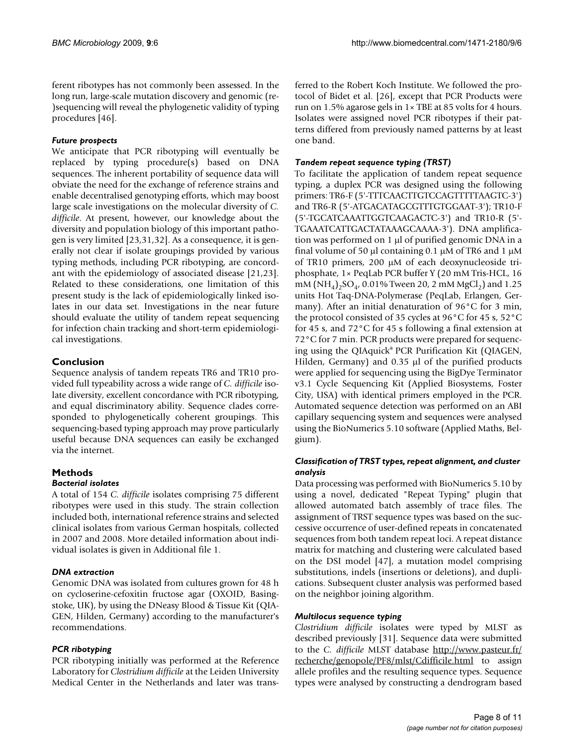ferent ribotypes has not commonly been assessed. In the long run, large-scale mutation discovery and genomic (re-)sequencing will reveal the phylogenetic validity of typing procedures [46].

### *Future prospects*

We anticipate that PCR ribotyping will eventually be replaced by typing procedure(s) based on DNA sequences. The inherent portability of sequence data will obviate the need for the exchange of reference strains and enable decentralised genotyping efforts, which may boost large scale investigations on the molecular diversity of *C. difficile*. At present, however, our knowledge about the diversity and population biology of this important pathogen is very limited [23,31,32]. As a consequence, it is generally not clear if isolate groupings provided by various typing methods, including PCR ribotyping, are concordant with the epidemiology of associated disease [21,23]. Related to these considerations, one limitation of this present study is the lack of epidemiologically linked isolates in our data set. Investigations in the near future should evaluate the utility of tandem repeat sequencing for infection chain tracking and short-term epidemiological investigations.

## Conclusion

Sequence analysis of tandem repeats TR6 and TR10 provided full typeability across a wide range of *C. difficile* isolate diversity, excellent concordance with PCR ribotyping, and equal discriminatory ability. Sequence clades corresponded to phylogenetically coherent groupings. This sequencing-based typing approach may prove particularly useful because DNA sequences can easily be exchanged via the internet.

## Methods

### *Bacterial isolates*

A total of 154 *C. difficile* isolates comprising 75 different ribotypes were used in this study. The strain collection included both, international reference strains and selected clinical isolates from various German hospitals, collected in 2007 and 2008. More detailed information about individual isolates is given in Additional file 1.

### *DNA extraction*

Genomic DNA was isolated from cultures grown for 48 h on cycloserine-cefoxitin fructose agar (OXOID, Basingstoke, UK), by using the DNeasy Blood & Tissue Kit (QIAGEN, Hilden, Germany) according to the manufacturer's recommendations.

### *PCR ribotyping*

PCR ribotyping initially was performed at the Reference Laboratory for *Clostridium difficile* at the Leiden University Medical Center in the Netherlands and later was transferred to the Robert Koch Institute. We followed the protocol of Bidet et al. [26], except that PCR Products were run on 1.5% agarose gels in 1× TBE at 85 volts for 4 hours. Isolates were assigned novel PCR ribotypes if their patterns differed from previously named patterns by at least one band.

### *Tandem repeat sequence typing (TRST)*

To facilitate the application of tandem repeat sequence typing, a duplex PCR was designed using the following primers: TR6-F (5'-TTTCAACTTGTCCAGTTTTTAAGTC-3') and TR6-R (5'-ATGACATAGCGTTTGTGGAAT-3'); TR10-F (5'-TGCATCAAATTGGTCAAGACTC-3') and TR10-R (5'-TGAAATCATTGACTATAAAGCAAAA-3'). DNA amplification was performed on 1 μl of purified genomic DNA in a final volume of 50 μl containing 0.1 μM of TR6 and 1 μM of TR10 primers, 200 μM of each deoxynucleoside triphosphate, 1× PeqLab PCR buffer Y (20 mM Tris-HCL, 16 mM $(NH_4)_2SO_4$, 0.01% Tween 20, 2 mM $MgCl_2$) and 1.25 units Hot Taq-DNA-Polymerase (PeqLab, Erlangen, Germany). After an initial denaturation of 96°C for 3 min, the protocol consisted of 35 cycles at 96°C for 45 s, 52°C for 45 s, and 72°C for 45 s following a final extension at 72°C for 7 min. PCR products were prepared for sequencing using the QIAquick® PCR Purification Kit (QIAGEN, Hilden, Germany) and 0.35 μl of the purified products were applied for sequencing using the BigDye Terminator v3.1 Cycle Sequencing Kit (Applied Biosystems, Foster City, USA) with identical primers employed in the PCR. Automated sequence detection was performed on an ABI capillary sequencing system and sequences were analysed using the BioNumerics 5.10 software (Applied Maths, Belgium).

### *Classification of TRST types, repeat alignment, and cluster analysis*

Data processing was performed with BioNumerics 5.10 by using a novel, dedicated "Repeat Typing" plugin that allowed automated batch assembly of trace files. The assignment of TRST sequence types was based on the successive occurrence of user-defined repeats in concatenated sequences from both tandem repeat loci. A repeat distance matrix for matching and clustering were calculated based on the DSI model [47], a mutation model comprising substitutions, indels (insertions or deletions), and duplications. Subsequent cluster analysis was performed based on the neighbor joining algorithm.

### *Multilocus sequence typing*

*Clostridium difficile* isolates were typed by MLST as described previously [31]. Sequence data were submitted to the *C. difficile* MLST database http://www.pasteur.fr/recherche/genopole/PF8/mlst/Cdifficile.html to assign allele profiles and the resulting sequence types. Sequence types were analysed by constructing a dendrogram based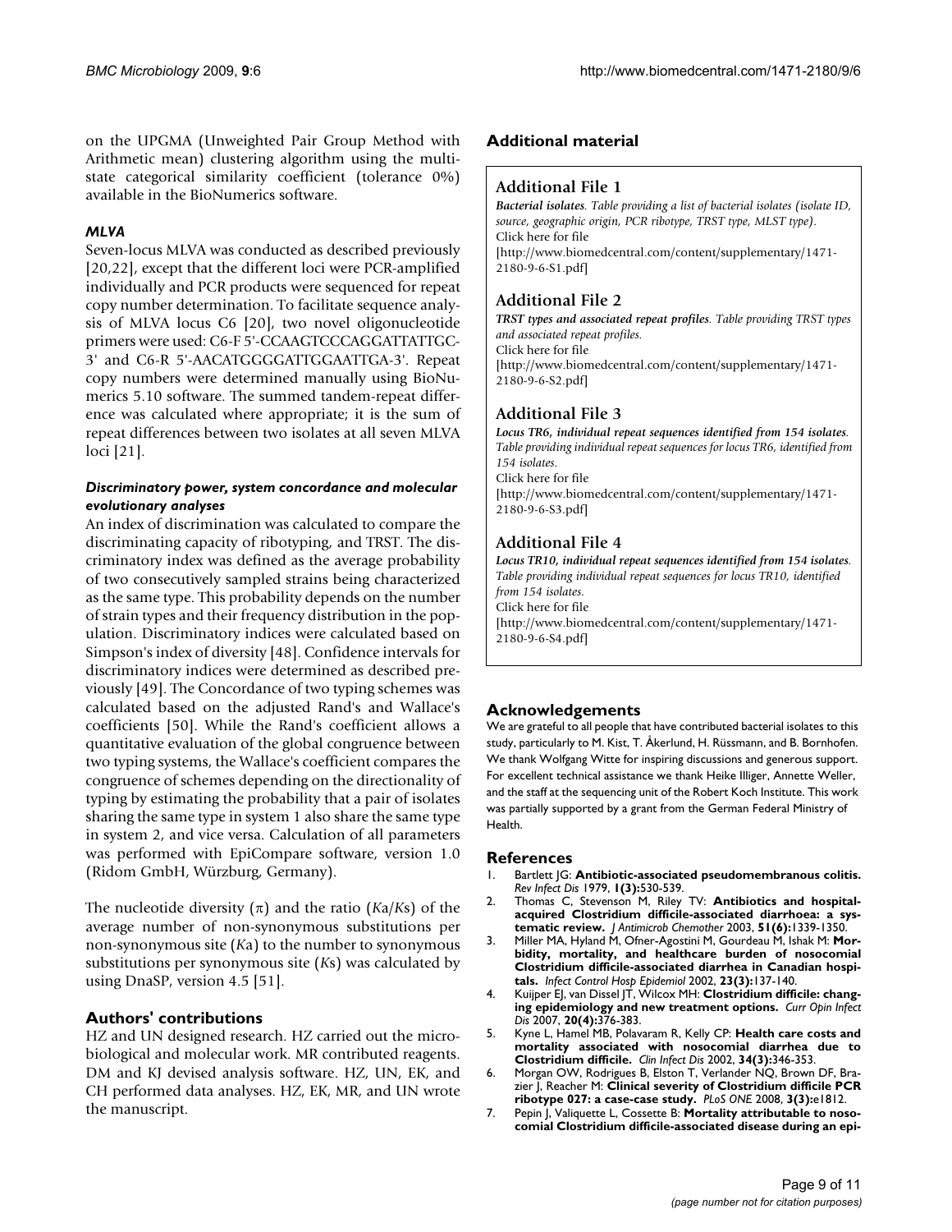on the UPGMA (Unweighted Pair Group Method with Arithmetic mean) clustering algorithm using the multistate categorical similarity coefficient (tolerance 0%) available in the BioNumerics software.

### *MLVA*

Seven-locus MLVA was conducted as described previously [20,22], except that the different loci were PCR-amplified individually and PCR products were sequenced for repeat copy number determination. To facilitate sequence analysis of MLVA locus C6 [20], two novel oligonucleotide primers were used: C6-F 5'-CCAAGTCCCAGGATTATTGC-3' and C6-R 5'-AACATGGGGATTGGAATTGA-3'. Repeat copy numbers were determined manually using BioNumerics 5.10 software. The summed tandem-repeat difference was calculated where appropriate; it is the sum of repeat differences between two isolates at all seven MLVA loci [21].

#### *Discriminatory power, system concordance and molecular evolutionary analyses*

An index of discrimination was calculated to compare the discriminating capacity of ribotyping, and TRST. The discriminatory index was defined as the average probability of two consecutively sampled strains being characterized as the same type. This probability depends on the number of strain types and their frequency distribution in the population. Discriminatory indices were calculated based on Simpson's index of diversity [48]. Confidence intervals for discriminatory indices were determined as described previously [49]. The Concordance of two typing schemes was calculated based on the adjusted Rand's and Wallace's coefficients [50]. While the Rand's coefficient allows a quantitative evaluation of the global congruence between two typing systems, the Wallace's coefficient compares the congruence of schemes depending on the directionality of typing by estimating the probability that a pair of isolates sharing the same type in system 1 also share the same type in system 2, and vice versa. Calculation of all parameters was performed with EpiCompare software, version 1.0 (Ridom GmbH, Würzburg, Germany).

The nucleotide diversity ($\pi$) and the ratio ($Ka/Ks$) of the average number of non-synonymous substitutions per non-synonymous site ($Ka$) to the number to synonymous substitutions per synonymous site ($Ks$) was calculated by using DnaSP, version 4.5 [51].

## Authors' contributions

HZ and UN designed research. HZ carried out the microbiological and molecular work. MR contributed reagents. DM and KJ devised analysis software. HZ, UN, EK, and CH performed data analyses. HZ, EK, MR, and UN wrote the manuscript.

## Additional material

### Additional File 1

***Bacterial isolates**. Table providing a list of bacterial isolates (isolate ID, source, geographic origin, PCR ribotype, TRST type, MLST type).*
Click here for file
[http://www.biomedcentral.com/content/supplementary/1471-2180-9-6-S1.pdf]

### Additional File 2

***TRST types and associated repeat profiles**. Table providing TRST types and associated repeat profiles.*
Click here for file
[http://www.biomedcentral.com/content/supplementary/1471-2180-9-6-S2.pdf]

### Additional File 3

***Locus TR6, individual repeat sequences identified from 154 isolates**. Table providing individual repeat sequences for locus TR6, identified from 154 isolates.*
Click here for file
[http://www.biomedcentral.com/content/supplementary/1471-2180-9-6-S3.pdf]

### Additional File 4

***Locus TR10, individual repeat sequences identified from 154 isolates**. Table providing individual repeat sequences for locus TR10, identified from 154 isolates.*
Click here for file
[http://www.biomedcentral.com/content/supplementary/1471-2180-9-6-S4.pdf]

## Acknowledgements

We are grateful to all people that have contributed bacterial isolates to this study, particularly to M. Kist, T. Åkerlund, H. Rüssmann, and B. Bornhofen. We thank Wolfgang Witte for inspiring discussions and generous support. For excellent technical assistance we thank Heike Illiger, Annette Weller, and the staff at the sequencing unit of the Robert Koch Institute. This work was partially supported by a grant from the German Federal Ministry of Health.

## References

1. Bartlett JG: **Antibiotic-associated pseudomembranous colitis.** *Rev Infect Dis* 1979, **1(3):**530-539.
2. Thomas C, Stevenson M, Riley TV: **Antibiotics and hospital-acquired Clostridium difficile-associated diarrhoea: a systematic review.** *J Antimicrob Chemother* 2003, **51(6):**1339-1350.
3. Miller MA, Hyland M, Ofner-Agostini M, Gourdeau M, Ishak M: **Morbidity, mortality, and healthcare burden of nosocomial Clostridium difficile-associated diarrhea in Canadian hospitals.** *Infect Control Hosp Epidemiol* 2002, **23(3):**137-140.
4. Kuijper EJ, van Dissel JT, Wilcox MH: **Clostridium difficile: changing epidemiology and new treatment options.** *Curr Opin Infect Dis* 2007, **20(4):**376-383.
5. Kyne L, Hamel MB, Polavaram R, Kelly CP: **Health care costs and mortality associated with nosocomial diarrhea due to Clostridium difficile.** *Clin Infect Dis* 2002, **34(3):**346-353.
6. Morgan OW, Rodrigues B, Elston T, Verlander NQ, Brown DF, Brazier J, Reacher M: **Clinical severity of Clostridium difficile PCR ribotype 027: a case-case study.** *PLoS ONE* 2008, **3(3):**e1812.
7. Pepin J, Valiquette L, Cossette B: **Mortality attributable to nosocomial Clostridium difficile-associated disease during an epi-**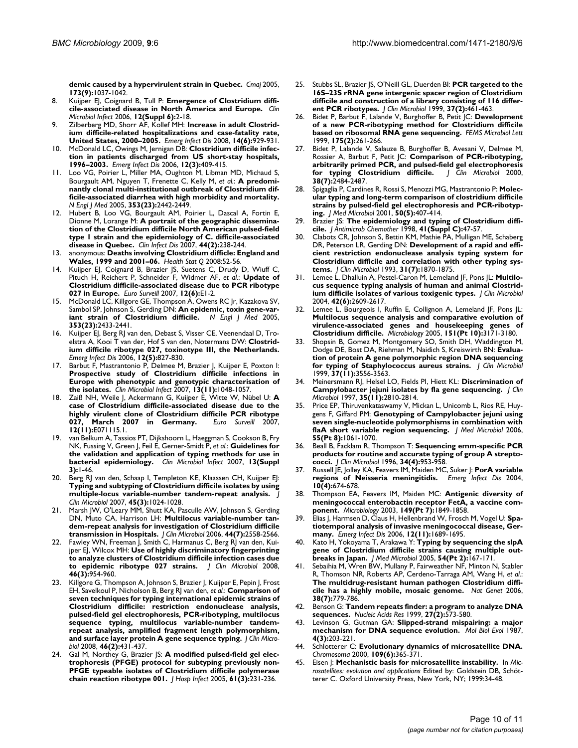**demic caused by a hypervirulent strain in Quebec.** *Cmaj* 2005, **173(9):**1037-1042.

8. Kuijper EJ, Coignard B, Tull P: **Emergence of Clostridium difficile-associated disease in North America and Europe.** *Clin Microbiol Infect* 2006, **12(Suppl 6):**2-18.
9. Zilberberg MD, Shorr AF, Kollef MH: **Increase in adult Clostridium difficile-related hospitalizations and case-fatality rate, United States, 2000–2005.** *Emerg Infect Dis* 2008, **14(6):**929-931.
10. McDonald LC, Owings M, Jernigan DB: **Clostridium difficile infection in patients discharged from US short-stay hospitals, 1996–2003.** *Emerg Infect Dis* 2006, **12(3):**409-415.
11. Loo VG, Poirier L, Miller MA, Oughton M, Libman MD, Michaud S, Bourgault AM, Nguyen T, Frenette C, Kelly M, *et al.*: **A predominantly clonal multi-institutional outbreak of Clostridium difficile-associated diarrhea with high morbidity and mortality.** *N Engl J Med* 2005, **353(23):**2442-2449.
12. Hubert B, Loo VG, Bourgault AM, Poirier L, Dascal A, Fortin E, Dionne M, Lorange M: **A portrait of the geographic dissemination of the Clostridium difficile North American pulsed-field type 1 strain and the epidemiology of C. difficile-associated disease in Quebec.** *Clin Infect Dis* 2007, **44(2):**238-244.
13. anonymous: **Deaths involving Clostridium difficile: England and Wales, 1999 and 2001–06.** *Health Stat Q* 2008:52-56.
14. Kuijper EJ, Coignard B, Brazier JS, Suetens C, Drudy D, Wiuff C, Pituch H, Reichert P, Schneider F, Widmer AF, *et al.*: **Update of Clostridium difficile-associated disease due to PCR ribotype 027 in Europe.** *Euro Surveill* 2007, **12(6):**E1-2.
15. McDonald LC, Killgore GE, Thompson A, Owens RC Jr, Kazakova SV, Sambol SP, Johnson S, Gerding DN: **An epidemic, toxin gene-variant strain of Clostridium difficile.** *N Engl J Med* 2005, **353(23):**2433-2441.
16. Kuijper EJ, Berg RJ van den, Debast S, Visser CE, Veenendaal D, Troelstra A, Kooi T van der, Hof S van den, Notermans DW: **Clostridium difficile ribotype 027, toxinotype III, the Netherlands.** *Emerg Infect Dis* 2006, **12(5):**827-830.
17. Barbut F, Mastrantonio P, Delmee M, Brazier J, Kuijper E, Poxton I: **Prospective study of Clostridium difficile infections in Europe with phenotypic and genotypic characterisation of the isolates.** *Clin Microbiol Infect* 2007, **13(11):**1048-1057.
18. Zaiß NH, Weile J, Ackermann G, Kuijper E, Witte W, Nübel U: **A case of Clostridium difficile-associated disease due to the highly virulent clone of Clostridium difficile PCR ribotype 027, March 2007 in Germany.** *Euro Surveill* 2007, **12(11):**E071115.1.
19. van Belkum A, Tassios PT, Dijkshoorn L, Haeggman S, Cookson B, Fry NK, Fussing V, Green J, Feil E, Gerner-Smidt P, *et al.*: **Guidelines for the validation and application of typing methods for use in bacterial epidemiology.** *Clin Microbiol Infect* 2007, **13(Suppl 3):**1-46.
20. Berg RJ van den, Schaap I, Templeton KE, Klaassen CH, Kuijper EJ: **Typing and subtyping of Clostridium difficile isolates by using multiple-locus variable-number tandem-repeat analysis.** *J Clin Microbiol* 2007, **45(3):**1024-1028.
21. Marsh JW, O'Leary MM, Shutt KA, Pasculle AW, Johnson S, Gerding DN, Muto CA, Harrison LH: **Multilocus variable-number tandem-repeat analysis for investigation of Clostridium difficile transmission in Hospitals.** *J Clin Microbiol* 2006, **44(7):**2558-2566.
22. Fawley WN, Freeman J, Smith C, Harmanus C, Berg RJ van den, Kuijper EJ, Wilcox MH: **Use of highly discriminatory fingerprinting to analyze clusters of Clostridium difficile infection cases due to epidemic ribotype 027 strains.** *J Clin Microbiol* 2008, **46(3):**954-960.
23. Killgore G, Thompson A, Johnson S, Brazier J, Kuijper E, Pepin J, Frost EH, Savelkoul P, Nicholson B, Berg RJ van den, *et al.*: **Comparison of seven techniques for typing international epidemic strains of Clostridium difficile: restriction endonuclease analysis, pulsed-field gel electrophoresis, PCR-ribotyping, multilocus sequence typing, multilocus variable-number tandem-repeat analysis, amplified fragment length polymorphism, and surface layer protein A gene sequence typing.** *J Clin Microbiol* 2008, **46(2):**431-437.
24. Gal M, Northey G, Brazier JS: **A modified pulsed-field gel electrophoresis (PFGE) protocol for subtyping previously non-PFGE typeable isolates of Clostridium difficile polymerase chain reaction ribotype 001.** *J Hosp Infect* 2005, **61(3):**231-236.
25. Stubbs SL, Brazier JS, O'Neill GL, Duerden BI: **PCR targeted to the 16S–23S rRNA gene intergenic spacer region of Clostridium difficile and construction of a library consisting of 116 different PCR ribotypes.** *J Clin Microbiol* 1999, **37(2):**461-463.
26. Bidet P, Barbut F, Lalande V, Burghoffer B, Petit JC: **Development of a new PCR-ribotyping method for Clostridium difficile based on ribosomal RNA gene sequencing.** *FEMS Microbiol Lett* 1999, **175(2):**261-266.
27. Bidet P, Lalande V, Salauze B, Burghoffer B, Avesani V, Delmee M, Rossier A, Barbut F, Petit JC: **Comparison of PCR-ribotyping, arbitrarily primed PCR, and pulsed-field gel electrophoresis for typing Clostridium difficile.** *J Clin Microbiol* 2000, **38(7):**2484-2487.
28. Spigaglia P, Cardines R, Rossi S, Menozzi MG, Mastrantonio P: **Molecular typing and long-term comparison of clostridium difficile strains by pulsed-field gel electrophoresis and PCR-ribotyping.** *J Med Microbiol* 2001, **50(5):**407-414.
29. Brazier JS: **The epidemiology and typing of Clostridium difficile.** *J Antimicrob Chemother* 1998, **41(Suppl C):**47-57.
30. Clabots CR, Johnson S, Bettin KM, Mathie PA, Mulligan ME, Schaberg DR, Peterson LR, Gerding DN: **Development of a rapid and efficient restriction endonuclease analysis typing system for Clostridium difficile and correlation with other typing systems.** *J Clin Microbiol* 1993, **31(7):**1870-1875.
31. Lemee L, Dhalluin A, Pestel-Caron M, Lemeland JF, Pons JL: **Multilocus sequence typing analysis of human and animal Clostridium difficile isolates of various toxigenic types.** *J Clin Microbiol* 2004, **42(6):**2609-2617.
32. Lemee L, Bourgeois I, Ruffin E, Collignon A, Lemeland JF, Pons JL: **Multilocus sequence analysis and comparative evolution of virulence-associated genes and housekeeping genes of Clostridium difficile.** *Microbiology* 2005, **151(Pt 10):**3171-3180.
33. Shopsin B, Gomez M, Montgomery SO, Smith DH, Waddington M, Dodge DE, Bost DA, Riehman M, Naidich S, Kreiswirth BN: **Evaluation of protein A gene polymorphic region DNA sequencing for typing of Staphylococcus aureus strains.** *J Clin Microbiol* 1999, **37(11):**3556-3563.
34. Meinersmann RJ, Helsel LO, Fields PI, Hiett KL: **Discrimination of Campylobacter jejuni isolates by fla gene sequencing.** *J Clin Microbiol* 1997, **35(11):**2810-2814.
35. Price EP, Thiruvenkataswamy V, Mickan L, Unicomb L, Rios RE, Huygens F, Giffard PM: **Genotyping of Campylobacter jejuni using seven single-nucleotide polymorphisms in combination with flaA short variable region sequencing.** *J Med Microbiol* 2006, **55(Pt 8):**1061-1070.
36. Beall B, Facklam R, Thompson T: **Sequencing emm-specific PCR products for routine and accurate typing of group A streptococci.** *J Clin Microbiol* 1996, **34(4):**953-958.
37. Russell JE, Jolley KA, Feavers IM, Maiden MC, Suker J: **PorA variable regions of Neisseria meningitidis.** *Emerg Infect Dis* 2004, **10(4):**674-678.
38. Thompson EA, Feavers IM, Maiden MC: **Antigenic diversity of meningococcal enterobactin receptor FetA, a vaccine component.** *Microbiology* 2003, **149(Pt 7):**1849-1858.
39. Elias J, Harmsen D, Claus H, Hellenbrand W, Frosch M, Vogel U: **Spatiotemporal analysis of invasive meningococcal disease, Germany.** *Emerg Infect Dis* 2006, **12(11):**1689-1695.
40. Kato H, Yokoyama T, Arakawa Y: **Typing by sequencing the slpA gene of Clostridium difficile strains causing multiple outbreaks in Japan.** *J Med Microbiol* 2005, **54(Pt 2):**167-171.
41. Sebaihia M, Wren BW, Mullany P, Fairweather NF, Minton N, Stabler R, Thomson NR, Roberts AP, Cerdeno-Tarraga AM, Wang H, *et al.*: **The multidrug-resistant human pathogen Clostridium difficile has a highly mobile, mosaic genome.** *Nat Genet* 2006, **38(7):**779-786.
42. Benson G: **Tandem repeats finder: a program to analyze DNA sequences.** *Nucleic Acids Res* 1999, **27(2):**573-580.
43. Levinson G, Gutman GA: **Slipped-strand mispairing: a major mechanism for DNA sequence evolution.** *Mol Biol Evol* 1987, **4(3):**203-221.
44. Schlotterer C: **Evolutionary dynamics of microsatellite DNA.** *Chromosoma* 2000, **109(6):**365-371.
45. Eisen J: **Mechanistic basis for microsatellite instability.** In *Microsatellites: evolution and applications* Edited by: Goldstein DB, Schötterer C. Oxford University Press, New York, NY; 1999:34-48.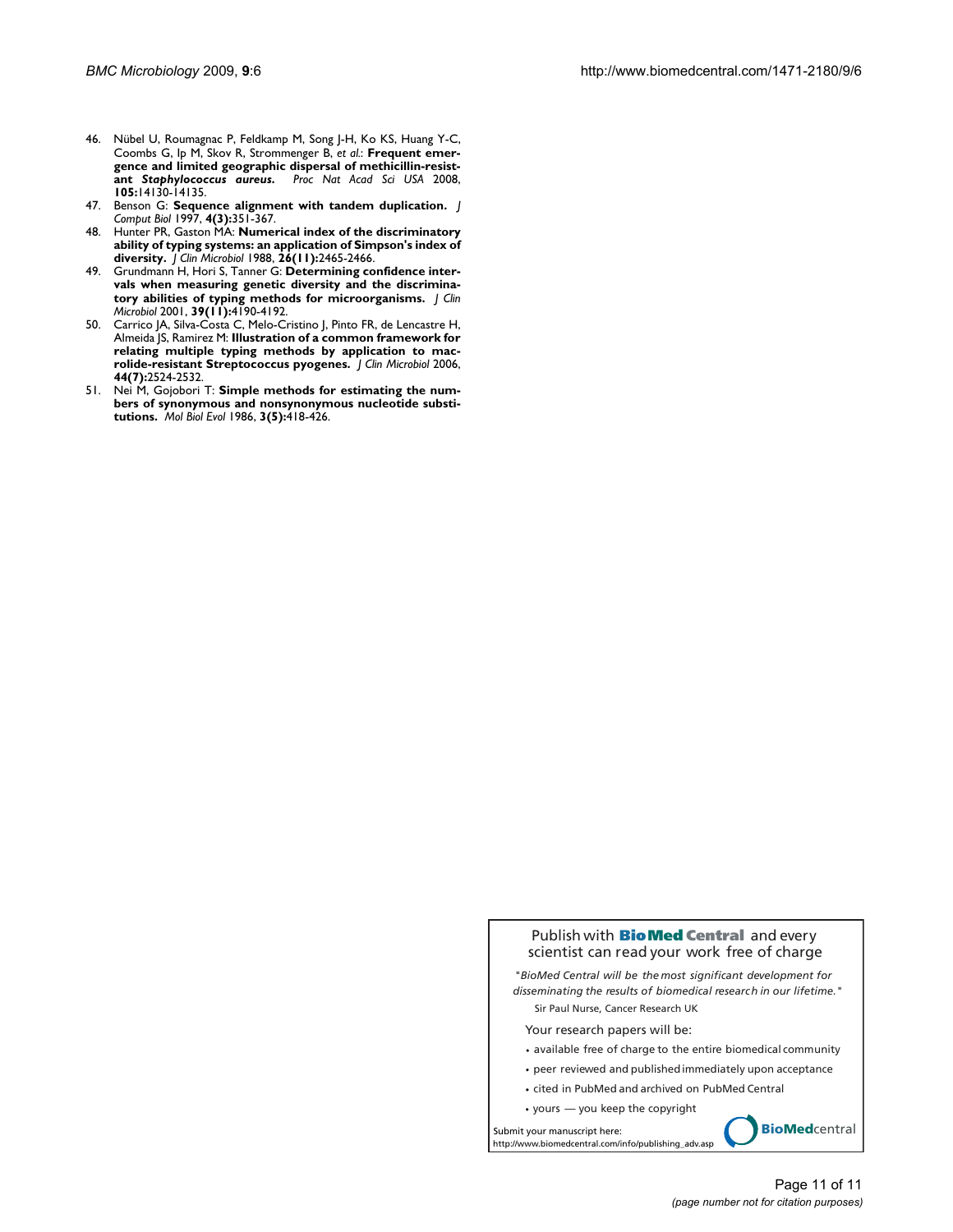46. Nübel U, Roumagnac P, Feldkamp M, Song J-H, Ko KS, Huang Y-C, Coombs G, Ip M, Skov R, Strommenger B, *et al.*: **Frequent emergence and limited geographic dispersal of methicillin-resistant *Staphylococcus aureus*.** *Proc Nat Acad Sci USA* 2008, **105:**14130-14135.
47. Benson G: **Sequence alignment with tandem duplication.** *J Comput Biol* 1997, **4(3):**351-367.
48. Hunter PR, Gaston MA: **Numerical index of the discriminatory ability of typing systems: an application of Simpson's index of diversity.** *J Clin Microbiol* 1988, **26(11):**2465-2466.
49. Grundmann H, Hori S, Tanner G: **Determining confidence intervals when measuring genetic diversity and the discriminatory abilities of typing methods for microorganisms.** *J Clin Microbiol* 2001, **39(11):**4190-4192.
50. Carrico JA, Silva-Costa C, Melo-Cristino J, Pinto FR, de Lencastre H, Almeida JS, Ramirez M: **Illustration of a common framework for relating multiple typing methods by application to macrolide-resistant Streptococcus pyogenes.** *J Clin Microbiol* 2006, **44(7):**2524-2532.
51. Nei M, Gojobori T: **Simple methods for estimating the numbers of synonymous and nonsynonymous nucleotide substitutions.** *Mol Biol Evol* 1986, **3(5):**418-426.